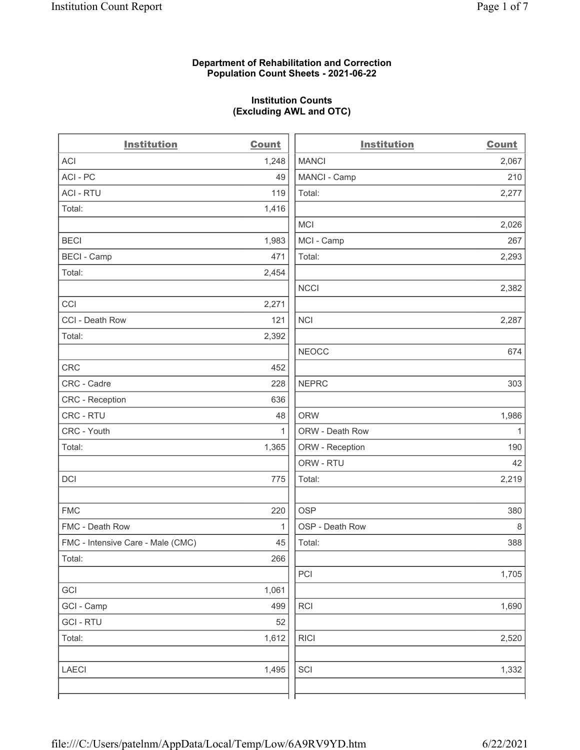**Department of Rehabilitation and Correction**
**Population Count Sheets - 2021-06-22**

**Institution Counts**
**(Excluding AWL and OTC)**

| Institution | Count |
|---|---|
| ACI | 1,248 |
| ACI - PC | 49 |
| ACI - RTU | 119 |
| Total: | 1,416 |
| | |
| BECI | 1,983 |
| BECI - Camp | 471 |
| Total: | 2,454 |
| | |
| CCI | 2,271 |
| CCI - Death Row | 121 |
| Total: | 2,392 |
| | |
| CRC | 452 |
| CRC - Cadre | 228 |
| CRC - Reception | 636 |
| CRC - RTU | 48 |
| CRC - Youth | 1 |
| Total: | 1,365 |
| | |
| DCI | 775 |
| | |
| FMC | 220 |
| FMC - Death Row | 1 |
| FMC - Intensive Care - Male (CMC) | 45 |
| Total: | 266 |
| | |
| GCI | 1,061 |
| GCI - Camp | 499 |
| GCI - RTU | 52 |
| Total: | 1,612 |
| | |
| LAECI | 1,495 |
| | |

| Institution | Count |
|---|---|
| MANCI | 2,067 |
| MANCI - Camp | 210 |
| Total: | 2,277 |
| | |
| MCI | 2,026 |
| MCI - Camp | 267 |
| Total: | 2,293 |
| | |
| NCCI | 2,382 |
| | |
| NCI | 2,287 |
| | |
| NEOCC | 674 |
| | |
| NEPRC | 303 |
| | |
| ORW | 1,986 |
| ORW - Death Row | 1 |
| ORW - Reception | 190 |
| ORW - RTU | 42 |
| Total: | 2,219 |
| | |
| OSP | 380 |
| OSP - Death Row | 8 |
| Total: | 388 |
| | |
| PCI | 1,705 |
| | |
| RCI | 1,690 |
| | |
| RICI | 2,520 |
| | |
| SCI | 1,332 |
| | |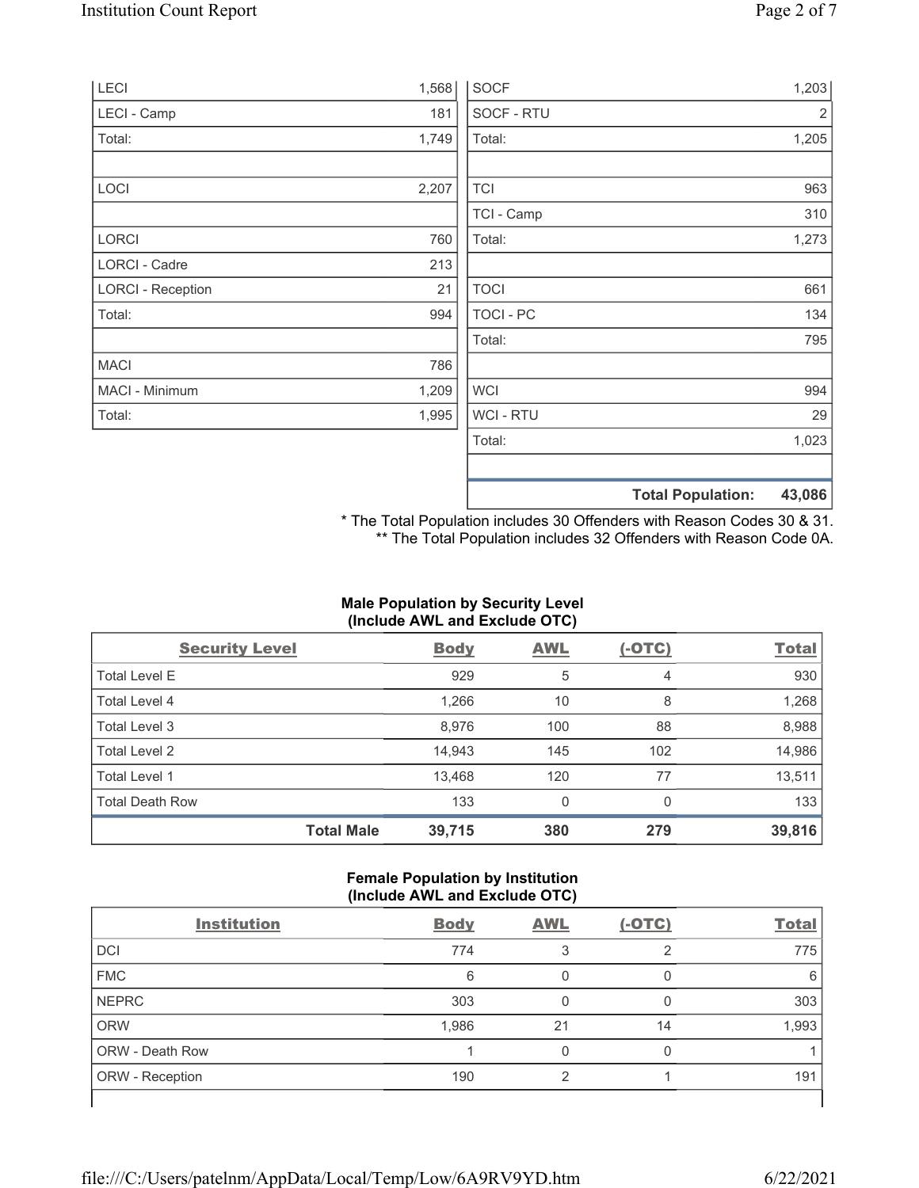| | |
|---|---|
| LECI | 1,568 |
| LECI - Camp | 181 |
| Total: | 1,749 |
| | |
| LOCI | 2,207 |
| | |
| LORCI | 760 |
| LORCI - Cadre | 213 |
| LORCI - Reception | 21 |
| Total: | 994 |
| | |
| MACI | 786 |
| MACI - Minimum | 1,209 |
| Total: | 1,995 |

| | |
|---|---|
| SOCF | 1,203 |
| SOCF - RTU | 2 |
| Total: | 1,205 |
| | |
| TCI | 963 |
| TCI - Camp | 310 |
| Total: | 1,273 |
| | |
| TOCI | 661 |
| TOCI - PC | 134 |
| Total: | 795 |
| | |
| WCI | 994 |
| WCI - RTU | 29 |
| Total: | 1,023 |
| | |
| **Total Population:** | **43,086** |

\* The Total Population includes 30 Offenders with Reason Codes 30 & 31.
\*\* The Total Population includes 32 Offenders with Reason Code 0A.

**Male Population by Security Level (Include AWL and Exclude OTC)**

| Security Level | Body | AWL | (-OTC) | Total |
|---|---|---|---|---|
| Total Level E | 929 | 5 | 4 | 930 |
| Total Level 4 | 1,266 | 10 | 8 | 1,268 |
| Total Level 3 | 8,976 | 100 | 88 | 8,988 |
| Total Level 2 | 14,943 | 145 | 102 | 14,986 |
| Total Level 1 | 13,468 | 120 | 77 | 13,511 |
| Total Death Row | 133 | 0 | 0 | 133 |
| **Total Male** | **39,715** | **380** | **279** | **39,816** |

**Female Population by Institution (Include AWL and Exclude OTC)**

| Institution | Body | AWL | (-OTC) | Total |
|---|---|---|---|---|
| DCI | 774 | 3 | 2 | 775 |
| FMC | 6 | 0 | 0 | 6 |
| NEPRC | 303 | 0 | 0 | 303 |
| ORW | 1,986 | 21 | 14 | 1,993 |
| ORW - Death Row | 1 | 0 | 0 | 1 |
| ORW - Reception | 190 | 2 | 1 | 191 |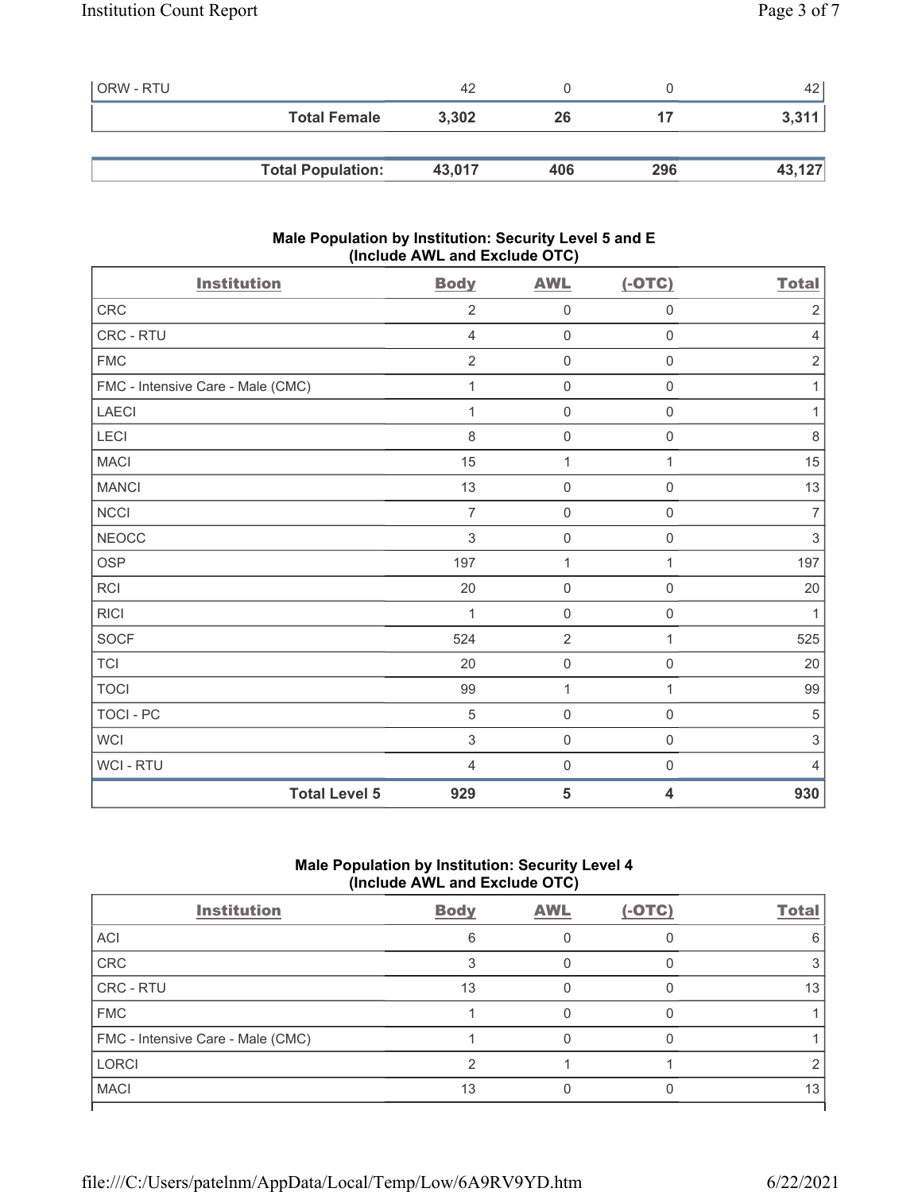| | | | | |
|---|---|---|---|---|
| ORW - RTU | 42 | 0 | 0 | 42 |
| **Total Female** | **3,302** | **26** | **17** | **3,311** |

| | | | | |
|---|---|---|---|---|
| **Total Population:** | **43,017** | **406** | **296** | **43,127** |

### Male Population by Institution: Security Level 5 and E (Include AWL and Exclude OTC)

| Institution | Body | AWL | (-OTC) | Total |
|---|---|---|---|---|
| CRC | 2 | 0 | 0 | 2 |
| CRC - RTU | 4 | 0 | 0 | 4 |
| FMC | 2 | 0 | 0 | 2 |
| FMC - Intensive Care - Male (CMC) | 1 | 0 | 0 | 1 |
| LAECI | 1 | 0 | 0 | 1 |
| LECI | 8 | 0 | 0 | 8 |
| MACI | 15 | 1 | 1 | 15 |
| MANCI | 13 | 0 | 0 | 13 |
| NCCI | 7 | 0 | 0 | 7 |
| NEOCC | 3 | 0 | 0 | 3 |
| OSP | 197 | 1 | 1 | 197 |
| RCI | 20 | 0 | 0 | 20 |
| RICI | 1 | 0 | 0 | 1 |
| SOCF | 524 | 2 | 1 | 525 |
| TCI | 20 | 0 | 0 | 20 |
| TOCI | 99 | 1 | 1 | 99 |
| TOCI - PC | 5 | 0 | 0 | 5 |
| WCI | 3 | 0 | 0 | 3 |
| WCI - RTU | 4 | 0 | 0 | 4 |
| **Total Level 5** | **929** | **5** | **4** | **930** |

### Male Population by Institution: Security Level 4 (Include AWL and Exclude OTC)

| Institution | Body | AWL | (-OTC) | Total |
|---|---|---|---|---|
| ACI | 6 | 0 | 0 | 6 |
| CRC | 3 | 0 | 0 | 3 |
| CRC - RTU | 13 | 0 | 0 | 13 |
| FMC | 1 | 0 | 0 | 1 |
| FMC - Intensive Care - Male (CMC) | 1 | 0 | 0 | 1 |
| LORCI | 2 | 1 | 1 | 2 |
| MACI | 13 | 0 | 0 | 13 |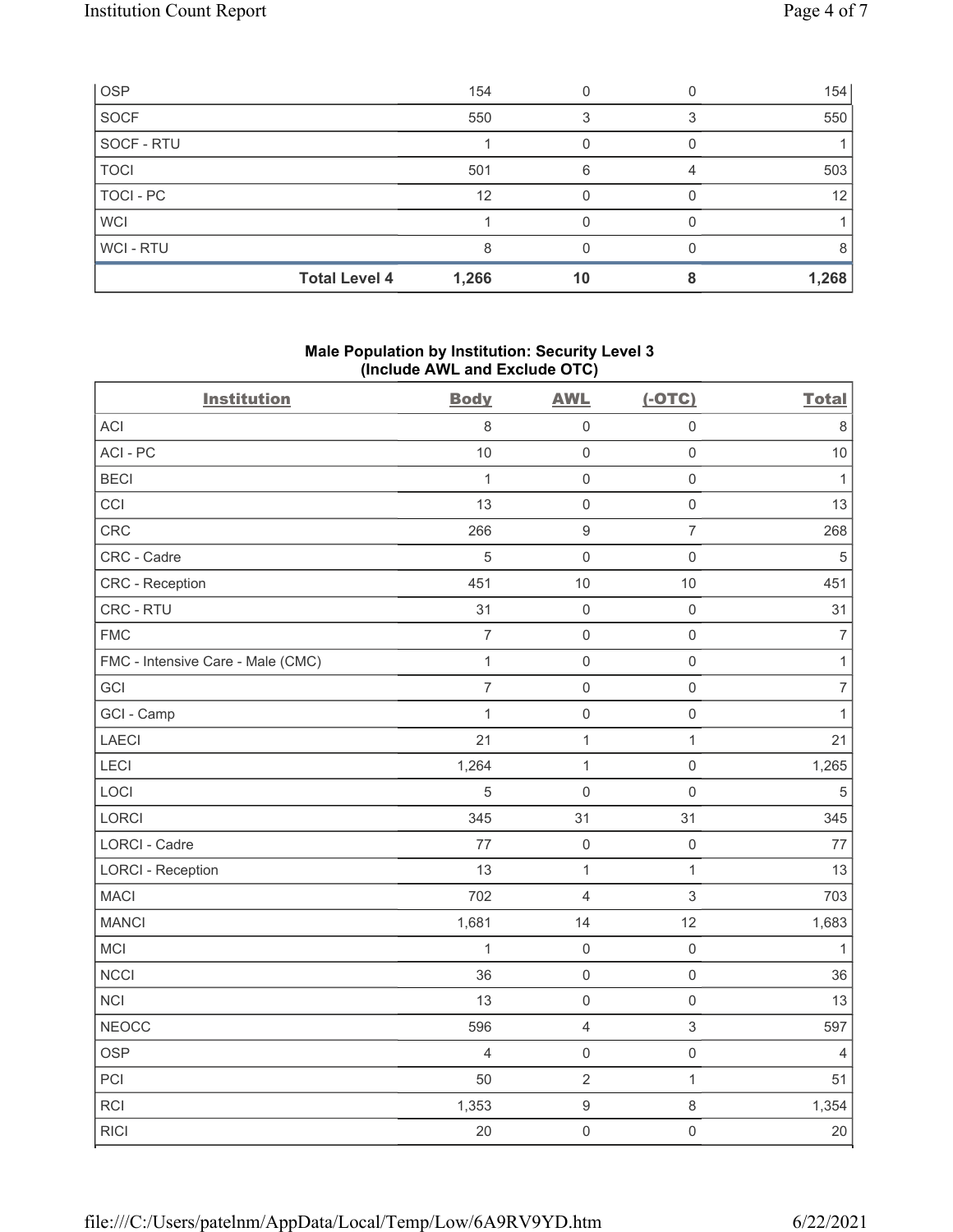| | | | | |
|---|---|---|---|---|
| OSP | 154 | 0 | 0 | 154 |
| SOCF | 550 | 3 | 3 | 550 |
| SOCF - RTU | 1 | 0 | 0 | 1 |
| TOCI | 501 | 6 | 4 | 503 |
| TOCI - PC | 12 | 0 | 0 | 12 |
| WCI | 1 | 0 | 0 | 1 |
| WCI - RTU | 8 | 0 | 0 | 8 |
| **Total Level 4** | **1,266** | **10** | **8** | **1,268** |

### Male Population by Institution: Security Level 3 (Include AWL and Exclude OTC)

| Institution | Body | AWL | (-OTC) | Total |
|---|---|---|---|---|
| ACI | 8 | 0 | 0 | 8 |
| ACI - PC | 10 | 0 | 0 | 10 |
| BECI | 1 | 0 | 0 | 1 |
| CCI | 13 | 0 | 0 | 13 |
| CRC | 266 | 9 | 7 | 268 |
| CRC - Cadre | 5 | 0 | 0 | 5 |
| CRC - Reception | 451 | 10 | 10 | 451 |
| CRC - RTU | 31 | 0 | 0 | 31 |
| FMC | 7 | 0 | 0 | 7 |
| FMC - Intensive Care - Male (CMC) | 1 | 0 | 0 | 1 |
| GCI | 7 | 0 | 0 | 7 |
| GCI - Camp | 1 | 0 | 0 | 1 |
| LAECI | 21 | 1 | 1 | 21 |
| LECI | 1,264 | 1 | 0 | 1,265 |
| LOCI | 5 | 0 | 0 | 5 |
| LORCI | 345 | 31 | 31 | 345 |
| LORCI - Cadre | 77 | 0 | 0 | 77 |
| LORCI - Reception | 13 | 1 | 1 | 13 |
| MACI | 702 | 4 | 3 | 703 |
| MANCI | 1,681 | 14 | 12 | 1,683 |
| MCI | 1 | 0 | 0 | 1 |
| NCCI | 36 | 0 | 0 | 36 |
| NCI | 13 | 0 | 0 | 13 |
| NEOCC | 596 | 4 | 3 | 597 |
| OSP | 4 | 0 | 0 | 4 |
| PCI | 50 | 2 | 1 | 51 |
| RCI | 1,353 | 9 | 8 | 1,354 |
| RICI | 20 | 0 | 0 | 20 |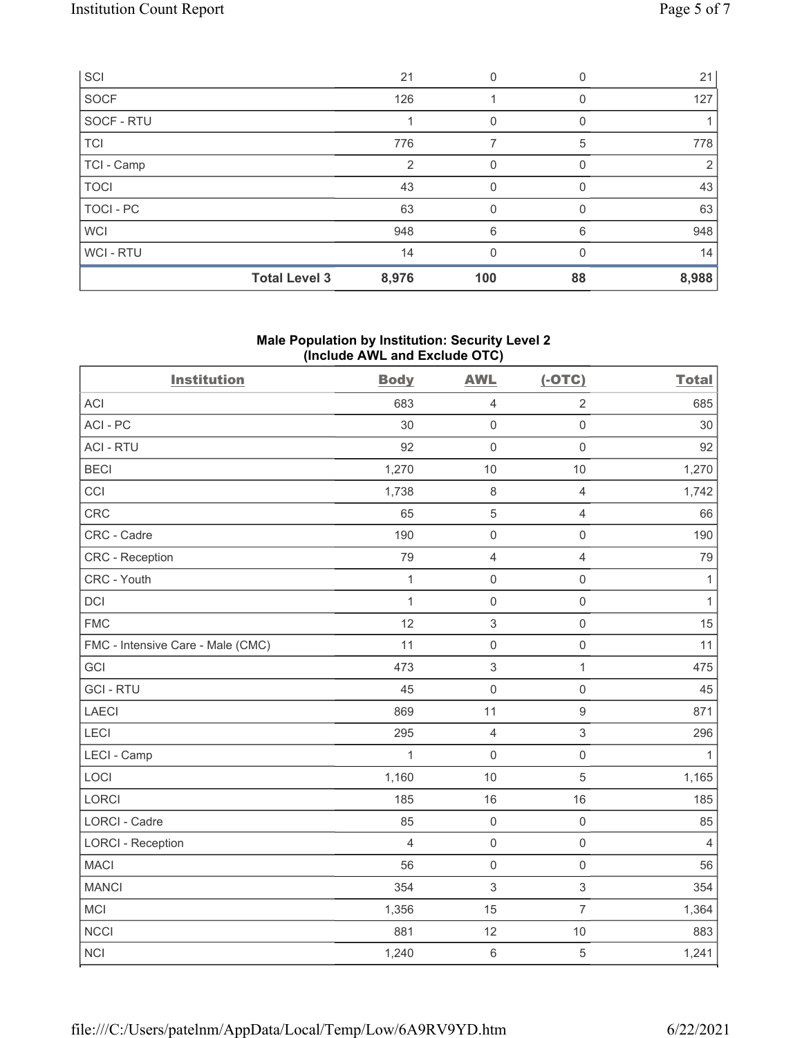| SCI | | 21 | 0 | 0 | 21 |
|---|---|---|---|---|---|
| SOCF | | 126 | 1 | 0 | 127 |
| SOCF - RTU | | 1 | 0 | 0 | 1 |
| TCI | | 776 | 7 | 5 | 778 |
| TCI - Camp | | 2 | 0 | 0 | 2 |
| TOCI | | 43 | 0 | 0 | 43 |
| TOCI - PC | | 63 | 0 | 0 | 63 |
| WCI | | 948 | 6 | 6 | 948 |
| WCI - RTU | | 14 | 0 | 0 | 14 |
| | **Total Level 3** | **8,976** | **100** | **88** | **8,988** |

### Male Population by Institution: Security Level 2 (Include AWL and Exclude OTC)

| Institution | Body | AWL | (-OTC) | Total |
|---|---|---|---|---|
| ACI | 683 | 4 | 2 | 685 |
| ACI - PC | 30 | 0 | 0 | 30 |
| ACI - RTU | 92 | 0 | 0 | 92 |
| BECI | 1,270 | 10 | 10 | 1,270 |
| CCI | 1,738 | 8 | 4 | 1,742 |
| CRC | 65 | 5 | 4 | 66 |
| CRC - Cadre | 190 | 0 | 0 | 190 |
| CRC - Reception | 79 | 4 | 4 | 79 |
| CRC - Youth | 1 | 0 | 0 | 1 |
| DCI | 1 | 0 | 0 | 1 |
| FMC | 12 | 3 | 0 | 15 |
| FMC - Intensive Care - Male (CMC) | 11 | 0 | 0 | 11 |
| GCI | 473 | 3 | 1 | 475 |
| GCI - RTU | 45 | 0 | 0 | 45 |
| LAECI | 869 | 11 | 9 | 871 |
| LECI | 295 | 4 | 3 | 296 |
| LECI - Camp | 1 | 0 | 0 | 1 |
| LOCI | 1,160 | 10 | 5 | 1,165 |
| LORCI | 185 | 16 | 16 | 185 |
| LORCI - Cadre | 85 | 0 | 0 | 85 |
| LORCI - Reception | 4 | 0 | 0 | 4 |
| MACI | 56 | 0 | 0 | 56 |
| MANCI | 354 | 3 | 3 | 354 |
| MCI | 1,356 | 15 | 7 | 1,364 |
| NCCI | 881 | 12 | 10 | 883 |
| NCI | 1,240 | 6 | 5 | 1,241 |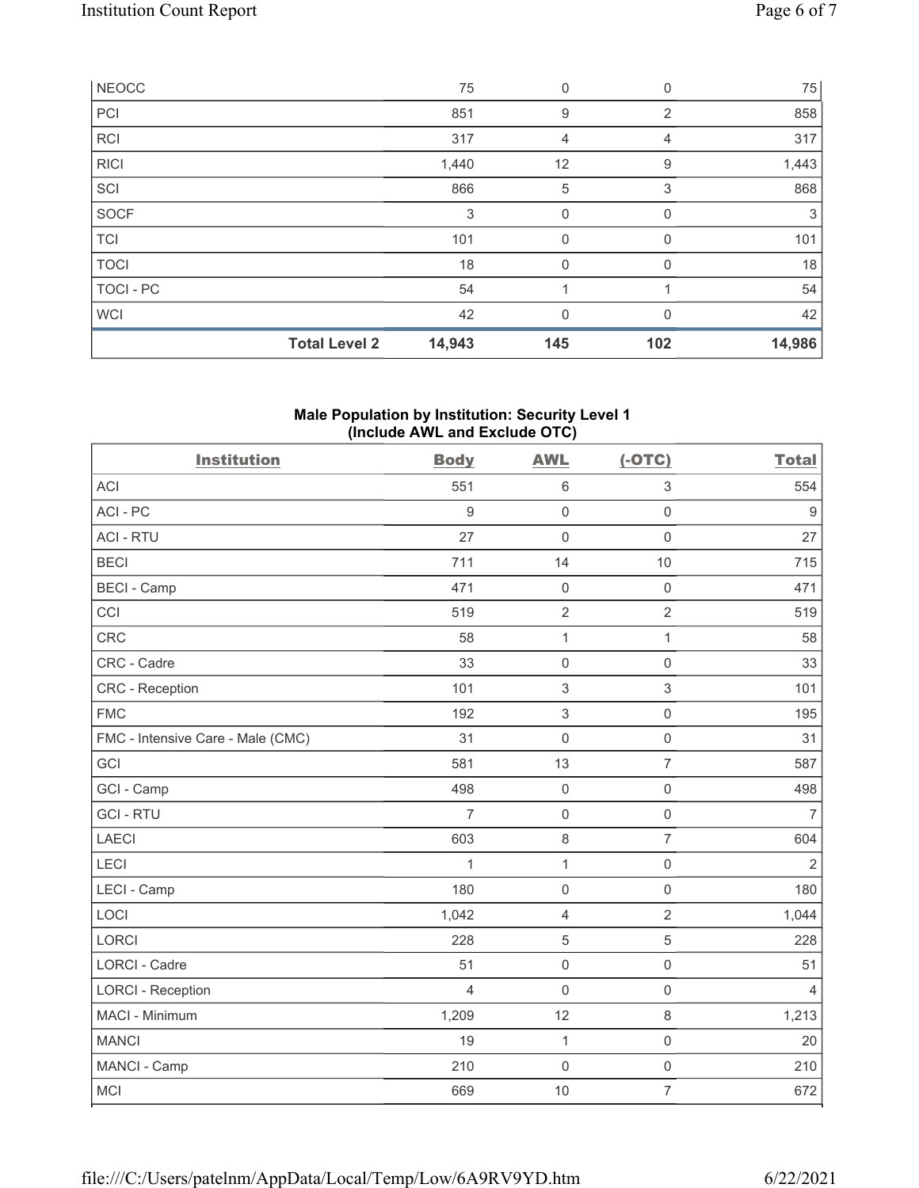| | | | | |
|---|---|---|---|---|
| NEOCC | 75 | 0 | 0 | 75 |
| PCI | 851 | 9 | 2 | 858 |
| RCI | 317 | 4 | 4 | 317 |
| RICI | 1,440 | 12 | 9 | 1,443 |
| SCI | 866 | 5 | 3 | 868 |
| SOCF | 3 | 0 | 0 | 3 |
| TCI | 101 | 0 | 0 | 101 |
| TOCI | 18 | 0 | 0 | 18 |
| TOCI - PC | 54 | 1 | 1 | 54 |
| WCI | 42 | 0 | 0 | 42 |
| **Total Level 2** | **14,943** | **145** | **102** | **14,986** |

### Male Population by Institution: Security Level 1 (Include AWL and Exclude OTC)

| Institution | Body | AWL | (-OTC) | Total |
|---|---|---|---|---|
| ACI | 551 | 6 | 3 | 554 |
| ACI - PC | 9 | 0 | 0 | 9 |
| ACI - RTU | 27 | 0 | 0 | 27 |
| BECI | 711 | 14 | 10 | 715 |
| BECI - Camp | 471 | 0 | 0 | 471 |
| CCI | 519 | 2 | 2 | 519 |
| CRC | 58 | 1 | 1 | 58 |
| CRC - Cadre | 33 | 0 | 0 | 33 |
| CRC - Reception | 101 | 3 | 3 | 101 |
| FMC | 192 | 3 | 0 | 195 |
| FMC - Intensive Care - Male (CMC) | 31 | 0 | 0 | 31 |
| GCI | 581 | 13 | 7 | 587 |
| GCI - Camp | 498 | 0 | 0 | 498 |
| GCI - RTU | 7 | 0 | 0 | 7 |
| LAECI | 603 | 8 | 7 | 604 |
| LECI | 1 | 1 | 0 | 2 |
| LECI - Camp | 180 | 0 | 0 | 180 |
| LOCI | 1,042 | 4 | 2 | 1,044 |
| LORCI | 228 | 5 | 5 | 228 |
| LORCI - Cadre | 51 | 0 | 0 | 51 |
| LORCI - Reception | 4 | 0 | 0 | 4 |
| MACI - Minimum | 1,209 | 12 | 8 | 1,213 |
| MANCI | 19 | 1 | 0 | 20 |
| MANCI - Camp | 210 | 0 | 0 | 210 |
| MCI | 669 | 10 | 7 | 672 |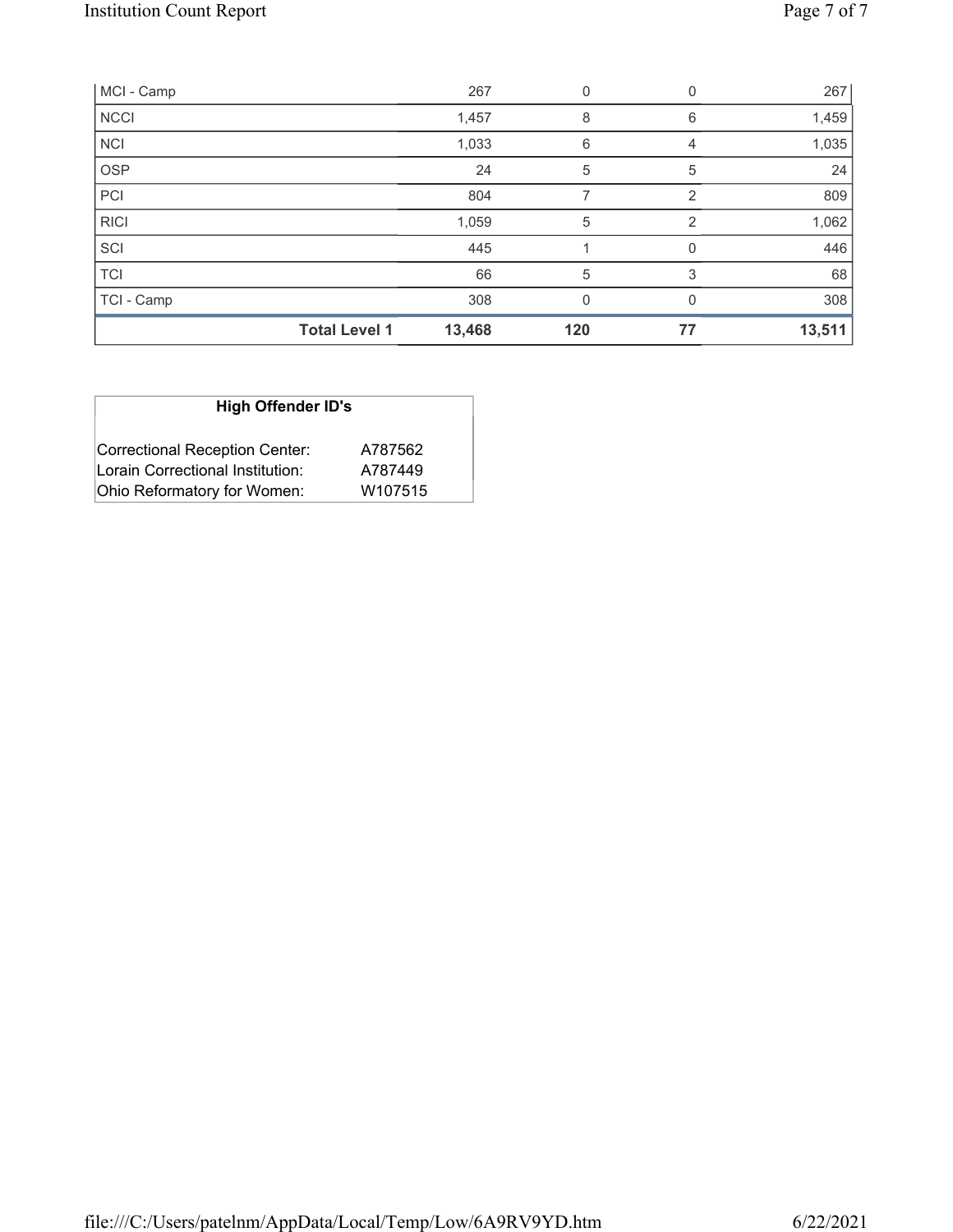| | | | | |
|---|---|---|---|---|
| MCI - Camp | 267 | 0 | 0 | 267 |
| NCCI | 1,457 | 8 | 6 | 1,459 |
| NCI | 1,033 | 6 | 4 | 1,035 |
| OSP | 24 | 5 | 5 | 24 |
| PCI | 804 | 7 | 2 | 809 |
| RICI | 1,059 | 5 | 2 | 1,062 |
| SCI | 445 | 1 | 0 | 446 |
| TCI | 66 | 5 | 3 | 68 |
| TCI - Camp | 308 | 0 | 0 | 308 |
| **Total Level 1** | **13,468** | **120** | **77** | **13,511** |

| High Offender ID's | |
|---|---|
| Correctional Reception Center: | A787562 |
| Lorain Correctional Institution: | A787449 |
| Ohio Reformatory for Women: | W107515 |